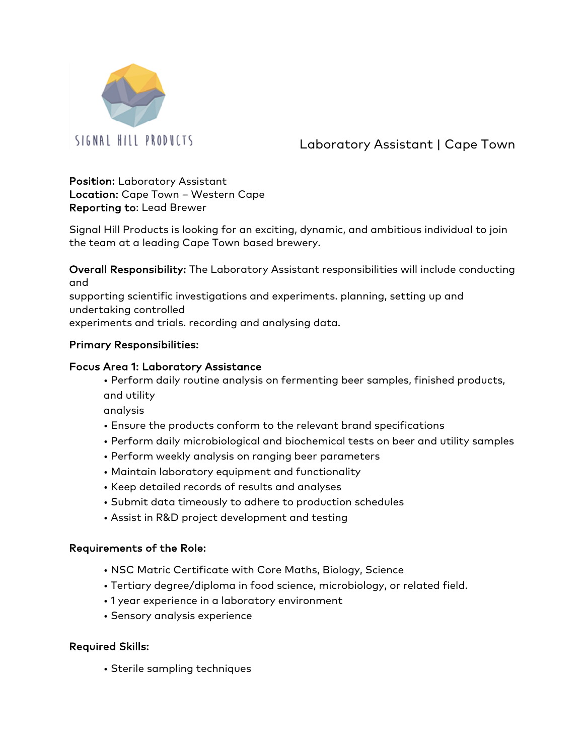SIGNAL HILL PRODUCTS

# Laboratory Assistant | Cape Town

**Position:** Laboratory Assistant
**Location:** Cape Town – Western Cape
**Reporting to**: Lead Brewer

Signal Hill Products is looking for an exciting, dynamic, and ambitious individual to join the team at a leading Cape Town based brewery.

**Overall Responsibility:** The Laboratory Assistant responsibilities will include conducting and supporting scientific investigations and experiments. planning, setting up and undertaking controlled experiments and trials. recording and analysing data.

**Primary Responsibilities:**

**Focus Area 1: Laboratory Assistance**

- Perform daily routine analysis on fermenting beer samples, finished products, and utility analysis
- Ensure the products conform to the relevant brand specifications
- Perform daily microbiological and biochemical tests on beer and utility samples
- Perform weekly analysis on ranging beer parameters
- Maintain laboratory equipment and functionality
- Keep detailed records of results and analyses
- Submit data timeously to adhere to production schedules
- Assist in R&D project development and testing

**Requirements of the Role:**

- NSC Matric Certificate with Core Maths, Biology, Science
- Tertiary degree/diploma in food science, microbiology, or related field.
- 1 year experience in a laboratory environment
- Sensory analysis experience

**Required Skills:**

- Sterile sampling techniques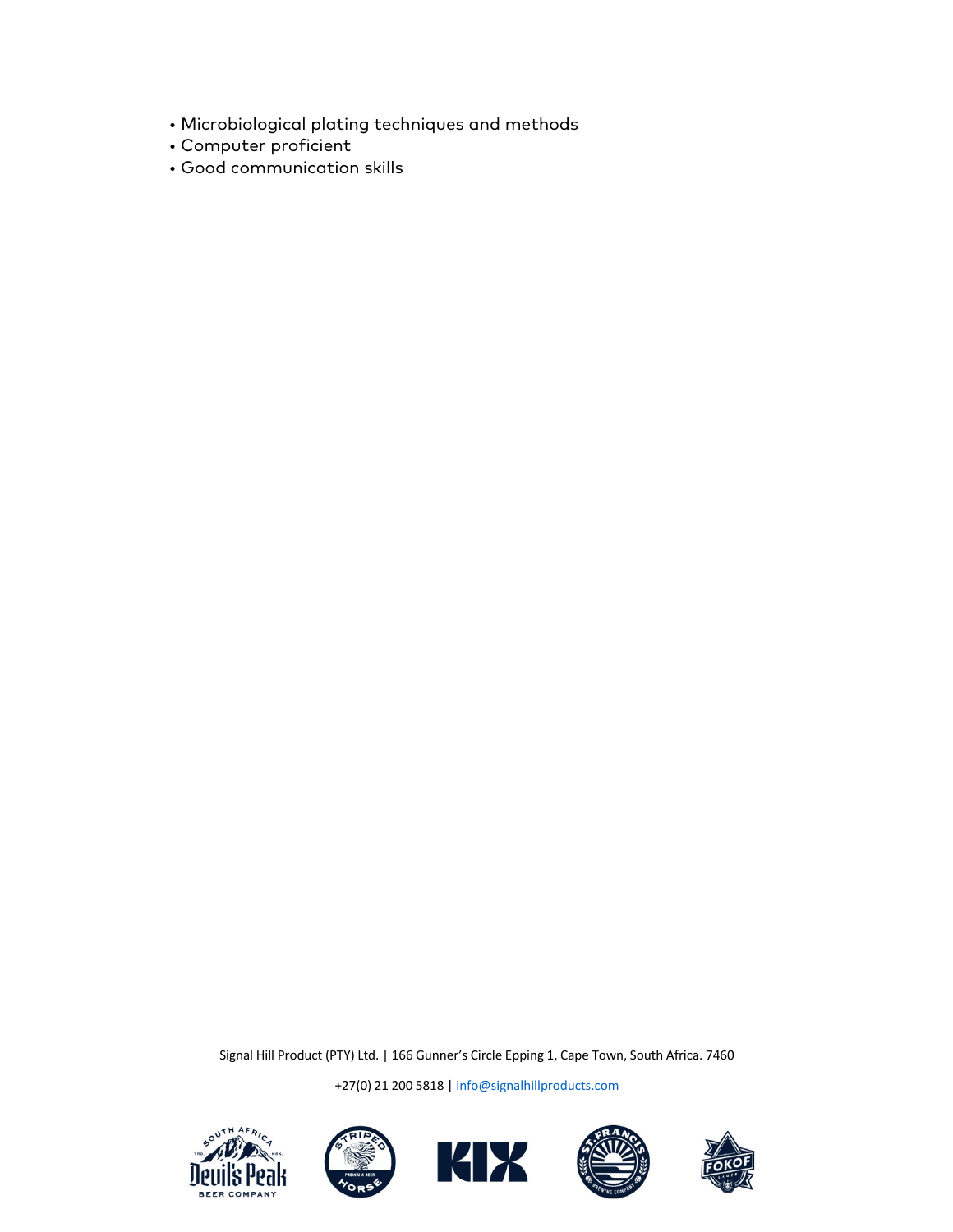- Microbiological plating techniques and methods
- Computer proficient
- Good communication skills